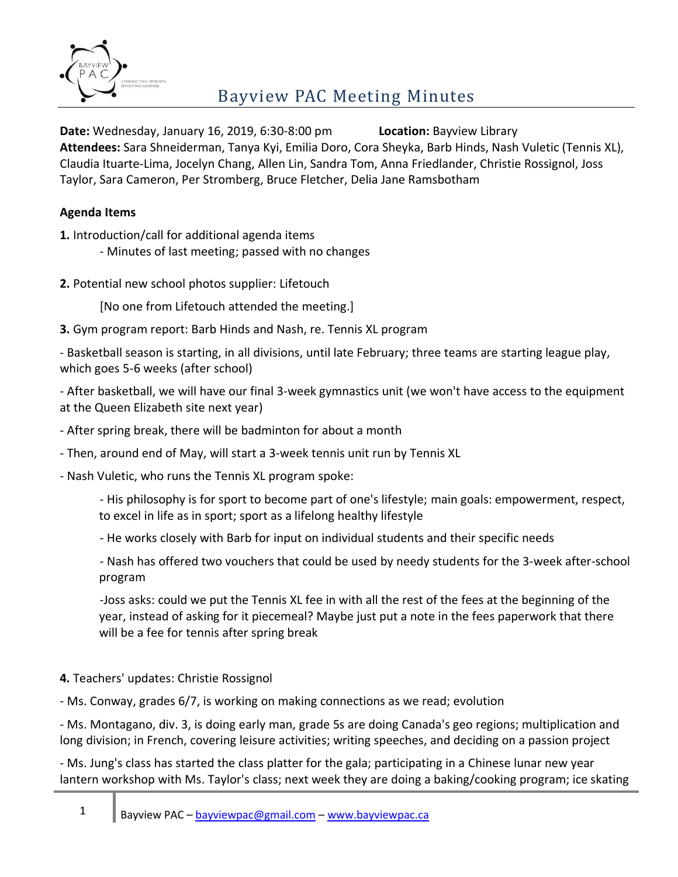# Bayview PAC Meeting Minutes

**Date:** Wednesday, January 16, 2019, 6:30-8:00 pm **Location:** Bayview Library
**Attendees:** Sara Shneiderman, Tanya Kyi, Emilia Doro, Cora Sheyka, Barb Hinds, Nash Vuletic (Tennis XL), Claudia Ituarte-Lima, Jocelyn Chang, Allen Lin, Sandra Tom, Anna Friedlander, Christie Rossignol, Joss Taylor, Sara Cameron, Per Stromberg, Bruce Fletcher, Delia Jane Ramsbotham

**Agenda Items**

**1.** Introduction/call for additional agenda items

- Minutes of last meeting; passed with no changes

**2.** Potential new school photos supplier: Lifetouch

[No one from Lifetouch attended the meeting.]

**3.** Gym program report: Barb Hinds and Nash, re. Tennis XL program

- Basketball season is starting, in all divisions, until late February; three teams are starting league play, which goes 5-6 weeks (after school)

- After basketball, we will have our final 3-week gymnastics unit (we won't have access to the equipment at the Queen Elizabeth site next year)

- After spring break, there will be badminton for about a month

- Then, around end of May, will start a 3-week tennis unit run by Tennis XL

- Nash Vuletic, who runs the Tennis XL program spoke:

  - His philosophy is for sport to become part of one's lifestyle; main goals: empowerment, respect, to excel in life as in sport; sport as a lifelong healthy lifestyle

  - He works closely with Barb for input on individual students and their specific needs

  - Nash has offered two vouchers that could be used by needy students for the 3-week after-school program

  -Joss asks: could we put the Tennis XL fee in with all the rest of the fees at the beginning of the year, instead of asking for it piecemeal? Maybe just put a note in the fees paperwork that there will be a fee for tennis after spring break

**4.** Teachers' updates: Christie Rossignol

- Ms. Conway, grades 6/7, is working on making connections as we read; evolution

- Ms. Montagano, div. 3, is doing early man, grade 5s are doing Canada's geo regions; multiplication and long division; in French, covering leisure activities; writing speeches, and deciding on a passion project

- Ms. Jung's class has started the class platter for the gala; participating in a Chinese lunar new year lantern workshop with Ms. Taylor's class; next week they are doing a baking/cooking program; ice skating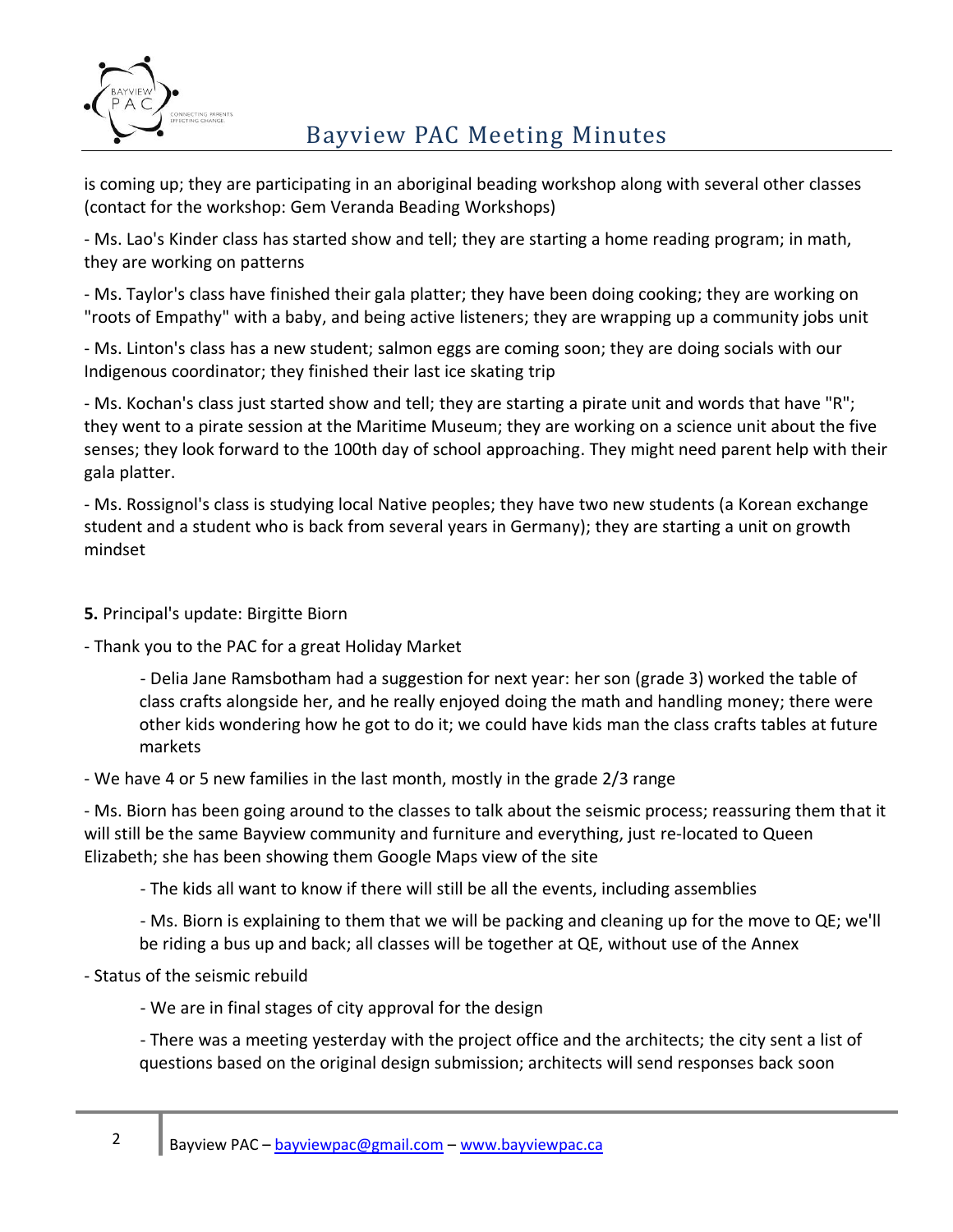is coming up; they are participating in an aboriginal beading workshop along with several other classes (contact for the workshop: Gem Veranda Beading Workshops)

- Ms. Lao's Kinder class has started show and tell; they are starting a home reading program; in math, they are working on patterns

- Ms. Taylor's class have finished their gala platter; they have been doing cooking; they are working on "roots of Empathy" with a baby, and being active listeners; they are wrapping up a community jobs unit

- Ms. Linton's class has a new student; salmon eggs are coming soon; they are doing socials with our Indigenous coordinator; they finished their last ice skating trip

- Ms. Kochan's class just started show and tell; they are starting a pirate unit and words that have "R"; they went to a pirate session at the Maritime Museum; they are working on a science unit about the five senses; they look forward to the 100th day of school approaching. They might need parent help with their gala platter.

- Ms. Rossignol's class is studying local Native peoples; they have two new students (a Korean exchange student and a student who is back from several years in Germany); they are starting a unit on growth mindset

**5.** Principal's update: Birgitte Biorn

- Thank you to the PAC for a great Holiday Market

    - Delia Jane Ramsbotham had a suggestion for next year: her son (grade 3) worked the table of class crafts alongside her, and he really enjoyed doing the math and handling money; there were other kids wondering how he got to do it; we could have kids man the class crafts tables at future markets

- We have 4 or 5 new families in the last month, mostly in the grade 2/3 range

- Ms. Biorn has been going around to the classes to talk about the seismic process; reassuring them that it will still be the same Bayview community and furniture and everything, just re-located to Queen Elizabeth; she has been showing them Google Maps view of the site

    - The kids all want to know if there will still be all the events, including assemblies

    - Ms. Biorn is explaining to them that we will be packing and cleaning up for the move to QE; we'll be riding a bus up and back; all classes will be together at QE, without use of the Annex

- Status of the seismic rebuild

    - We are in final stages of city approval for the design

    - There was a meeting yesterday with the project office and the architects; the city sent a list of questions based on the original design submission; architects will send responses back soon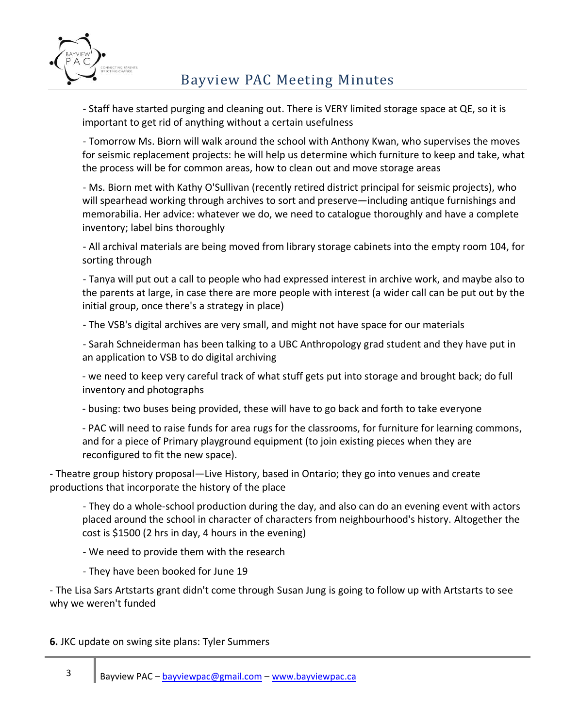- Staff have started purging and cleaning out. There is VERY limited storage space at QE, so it is important to get rid of anything without a certain usefulness

- Tomorrow Ms. Biorn will walk around the school with Anthony Kwan, who supervises the moves for seismic replacement projects: he will help us determine which furniture to keep and take, what the process will be for common areas, how to clean out and move storage areas

- Ms. Biorn met with Kathy O'Sullivan (recently retired district principal for seismic projects), who will spearhead working through archives to sort and preserve—including antique furnishings and memorabilia. Her advice: whatever we do, we need to catalogue thoroughly and have a complete inventory; label bins thoroughly

- All archival materials are being moved from library storage cabinets into the empty room 104, for sorting through

- Tanya will put out a call to people who had expressed interest in archive work, and maybe also to the parents at large, in case there are more people with interest (a wider call can be put out by the initial group, once there's a strategy in place)

- The VSB's digital archives are very small, and might not have space for our materials

- Sarah Schneiderman has been talking to a UBC Anthropology grad student and they have put in an application to VSB to do digital archiving

- we need to keep very careful track of what stuff gets put into storage and brought back; do full inventory and photographs

- busing: two buses being provided, these will have to go back and forth to take everyone

- PAC will need to raise funds for area rugs for the classrooms, for furniture for learning commons, and for a piece of Primary playground equipment (to join existing pieces when they are reconfigured to fit the new space).

- Theatre group history proposal—Live History, based in Ontario; they go into venues and create productions that incorporate the history of the place

- They do a whole-school production during the day, and also can do an evening event with actors placed around the school in character of characters from neighbourhood's history. Altogether the cost is $1500 (2 hrs in day, 4 hours in the evening)

- We need to provide them with the research

- They have been booked for June 19

- The Lisa Sars Artstarts grant didn't come through Susan Jung is going to follow up with Artstarts to see why we weren't funded

**6.** JKC update on swing site plans: Tyler Summers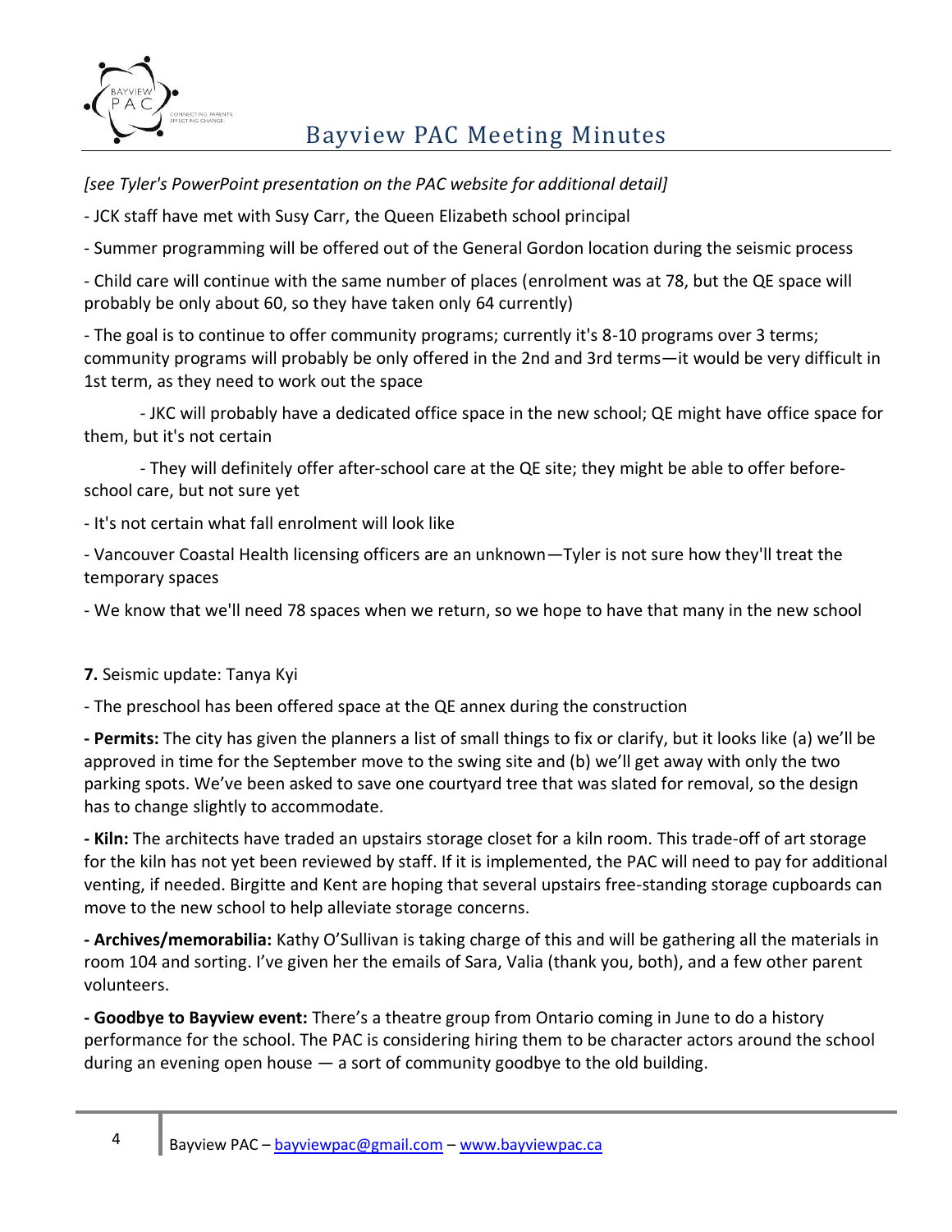*[see Tyler's PowerPoint presentation on the PAC website for additional detail]*

- JCK staff have met with Susy Carr, the Queen Elizabeth school principal

- Summer programming will be offered out of the General Gordon location during the seismic process

- Child care will continue with the same number of places (enrolment was at 78, but the QE space will probably be only about 60, so they have taken only 64 currently)

- The goal is to continue to offer community programs; currently it's 8-10 programs over 3 terms; community programs will probably be only offered in the 2nd and 3rd terms—it would be very difficult in 1st term, as they need to work out the space

    - JKC will probably have a dedicated office space in the new school; QE might have office space for them, but it's not certain

    - They will definitely offer after-school care at the QE site; they might be able to offer before-school care, but not sure yet

- It's not certain what fall enrolment will look like

- Vancouver Coastal Health licensing officers are an unknown—Tyler is not sure how they'll treat the temporary spaces

- We know that we'll need 78 spaces when we return, so we hope to have that many in the new school

**7.** Seismic update: Tanya Kyi

- The preschool has been offered space at the QE annex during the construction

**- Permits:** The city has given the planners a list of small things to fix or clarify, but it looks like (a) we'll be approved in time for the September move to the swing site and (b) we'll get away with only the two parking spots. We've been asked to save one courtyard tree that was slated for removal, so the design has to change slightly to accommodate.

**- Kiln:** The architects have traded an upstairs storage closet for a kiln room. This trade-off of art storage for the kiln has not yet been reviewed by staff. If it is implemented, the PAC will need to pay for additional venting, if needed. Birgitte and Kent are hoping that several upstairs free-standing storage cupboards can move to the new school to help alleviate storage concerns.

**- Archives/memorabilia:** Kathy O'Sullivan is taking charge of this and will be gathering all the materials in room 104 and sorting. I've given her the emails of Sara, Valia (thank you, both), and a few other parent volunteers.

**- Goodbye to Bayview event:** There's a theatre group from Ontario coming in June to do a history performance for the school. The PAC is considering hiring them to be character actors around the school during an evening open house — a sort of community goodbye to the old building.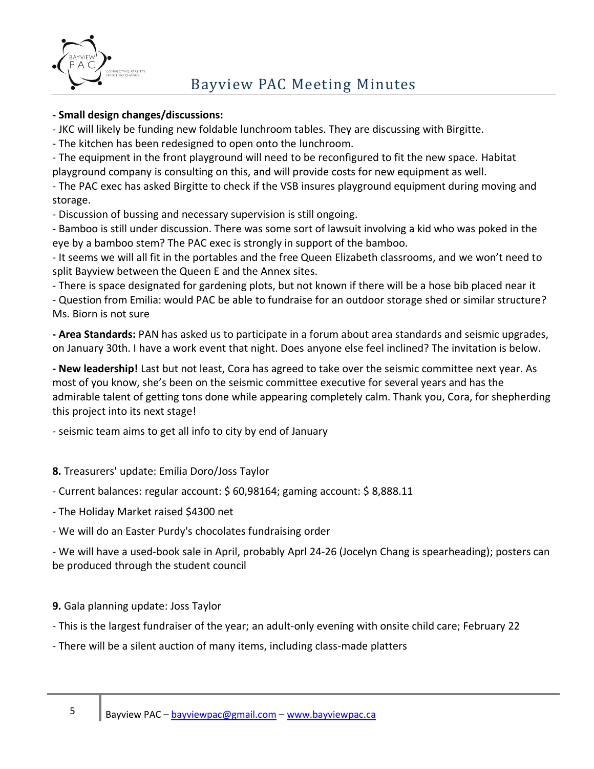**- Small design changes/discussions:**

- JKC will likely be funding new foldable lunchroom tables. They are discussing with Birgitte.
- The kitchen has been redesigned to open onto the lunchroom.
- The equipment in the front playground will need to be reconfigured to fit the new space. Habitat playground company is consulting on this, and will provide costs for new equipment as well.
- The PAC exec has asked Birgitte to check if the VSB insures playground equipment during moving and storage.
- Discussion of bussing and necessary supervision is still ongoing.
- Bamboo is still under discussion. There was some sort of lawsuit involving a kid who was poked in the eye by a bamboo stem? The PAC exec is strongly in support of the bamboo.
- It seems we will all fit in the portables and the free Queen Elizabeth classrooms, and we won't need to split Bayview between the Queen E and the Annex sites.
- There is space designated for gardening plots, but not known if there will be a hose bib placed near it
- Question from Emilia: would PAC be able to fundraise for an outdoor storage shed or similar structure? Ms. Biorn is not sure

**- Area Standards:** PAN has asked us to participate in a forum about area standards and seismic upgrades, on January 30th. I have a work event that night. Does anyone else feel inclined? The invitation is below.

**- New leadership!** Last but not least, Cora has agreed to take over the seismic committee next year. As most of you know, she's been on the seismic committee executive for several years and has the admirable talent of getting tons done while appearing completely calm. Thank you, Cora, for shepherding this project into its next stage!

- seismic team aims to get all info to city by end of January

**8.** Treasurers' update: Emilia Doro/Joss Taylor

- Current balances: regular account: $ 60,98164; gaming account: $ 8,888.11
- The Holiday Market raised $4300 net
- We will do an Easter Purdy's chocolates fundraising order
- We will have a used-book sale in April, probably Aprl 24-26 (Jocelyn Chang is spearheading); posters can be produced through the student council

**9.** Gala planning update: Joss Taylor

- This is the largest fundraiser of the year; an adult-only evening with onsite child care; February 22
- There will be a silent auction of many items, including class-made platters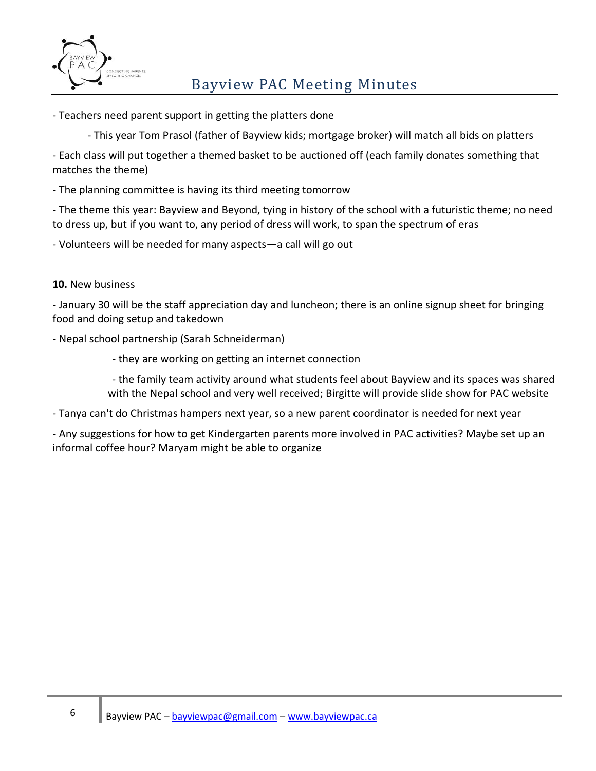- Teachers need parent support in getting the platters done

    - This year Tom Prasol (father of Bayview kids; mortgage broker) will match all bids on platters

- Each class will put together a themed basket to be auctioned off (each family donates something that matches the theme)

- The planning committee is having its third meeting tomorrow

- The theme this year: Bayview and Beyond, tying in history of the school with a futuristic theme; no need to dress up, but if you want to, any period of dress will work, to span the spectrum of eras

- Volunteers will be needed for many aspects—a call will go out

**10.** New business

- January 30 will be the staff appreciation day and luncheon; there is an online signup sheet for bringing food and doing setup and takedown

- Nepal school partnership (Sarah Schneiderman)

    - they are working on getting an internet connection

    - the family team activity around what students feel about Bayview and its spaces was shared with the Nepal school and very well received; Birgitte will provide slide show for PAC website

- Tanya can't do Christmas hampers next year, so a new parent coordinator is needed for next year

- Any suggestions for how to get Kindergarten parents more involved in PAC activities? Maybe set up an informal coffee hour? Maryam might be able to organize